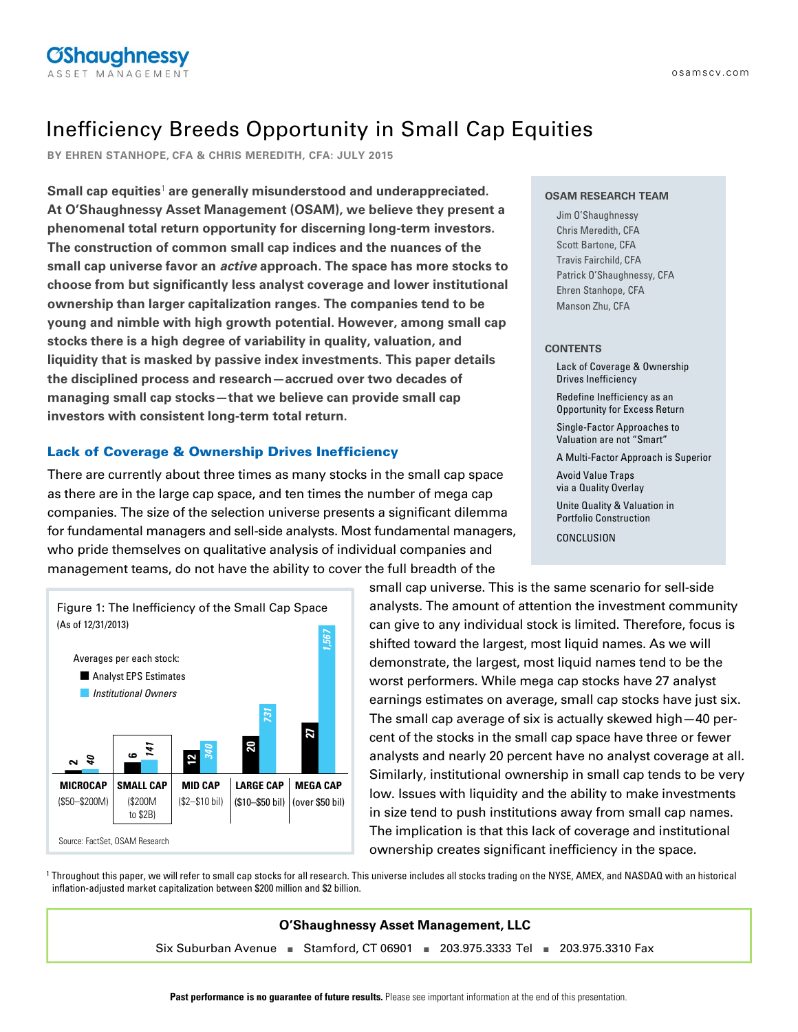# Inefficiency Breeds Opportunity in Small Cap Equities

**BY EHREN STANHOPE, CFA & CHRIS MEREDITH, CFA: JULY 2015**

**Small cap equities[1] are generally misunderstood and underappreciated. At O'Shaughnessy Asset Management (OSAM), we believe they present a phenomenal total return opportunity for discerning long-term investors. The construction of common small cap indices and the nuances of the small cap universe favor an *active* approach. The space has more stocks to choose from but significantly less analyst coverage and lower institutional ownership than larger capitalization ranges. The companies tend to be young and nimble with high growth potential. However, among small cap stocks there is a high degree of variability in quality, valuation, and liquidity that is masked by passive index investments. This paper details the disciplined process and research—accrued over two decades of managing small cap stocks—that we believe can provide small cap investors with consistent long-term total return.**

**OSAM RESEARCH TEAM**

- Jim O'Shaughnessy
- Chris Meredith, CFA
- Scott Bartone, CFA
- Travis Fairchild, CFA
- Patrick O'Shaughnessy, CFA
- Ehren Stanhope, CFA
- Manson Zhu, CFA

**CONTENTS**

- Lack of Coverage & Ownership Drives Inefficiency
- Redefine Inefficiency as an Opportunity for Excess Return
- Single-Factor Approaches to Valuation are not "Smart"
- A Multi-Factor Approach is Superior
- Avoid Value Traps via a Quality Overlay
- Unite Quality & Valuation in Portfolio Construction
- CONCLUSION

## Lack of Coverage & Ownership Drives Inefficiency

There are currently about three times as many stocks in the small cap space as there are in the large cap space, and ten times the number of mega cap companies. The size of the selection universe presents a significant dilemma for fundamental managers and sell-side analysts. Most fundamental managers, who pride themselves on qualitative analysis of individual companies and management teams, do not have the ability to cover the full breadth of the small cap universe. This is the same scenario for sell-side analysts. The amount of attention the investment community can give to any individual stock is limited. Therefore, focus is shifted toward the largest, most liquid names. As we will demonstrate, the largest, most liquid names tend to be the worst performers. While mega cap stocks have 27 analyst earnings estimates on average, small cap stocks have just six. The small cap average of six is actually skewed high—40 percent of the stocks in the small cap space have three or fewer analysts and nearly 20 percent have no analyst coverage at all. Similarly, institutional ownership in small cap tends to be very low. Issues with liquidity and the ability to make investments in size tend to push institutions away from small cap names. The implication is that this lack of coverage and institutional ownership creates significant inefficiency in the space.

Figure 1: The Inefficiency of the Small Cap Space
(As of 12/31/2013)

Averages per each stock:

| | MICROCAP ($50–$200M) | SMALL CAP ($200M to $2B) | MID CAP ($2–$10 bil) | LARGE CAP ($10–$50 bil) | MEGA CAP (over $50 bil) |
|---|---|---|---|---|---|
| Analyst EPS Estimates | 2 | 6 | 12 | 20 | 27 |
| *Institutional Owners* | 40 | 141 | 340 | 731 | 1,567 |

Source: FactSet, OSAM Research

[1] Throughout this paper, we will refer to small cap stocks for all research. This universe includes all stocks trading on the NYSE, AMEX, and NASDAQ with an historical inflation-adjusted market capitalization between $200 million and $2 billion.

**O'Shaughnessy Asset Management, LLC**

Six Suburban Avenue ■ Stamford, CT 06901 ■ 203.975.3333 Tel ■ 203.975.3310 Fax

**Past performance is no guarantee of future results.** Please see important information at the end of this presentation.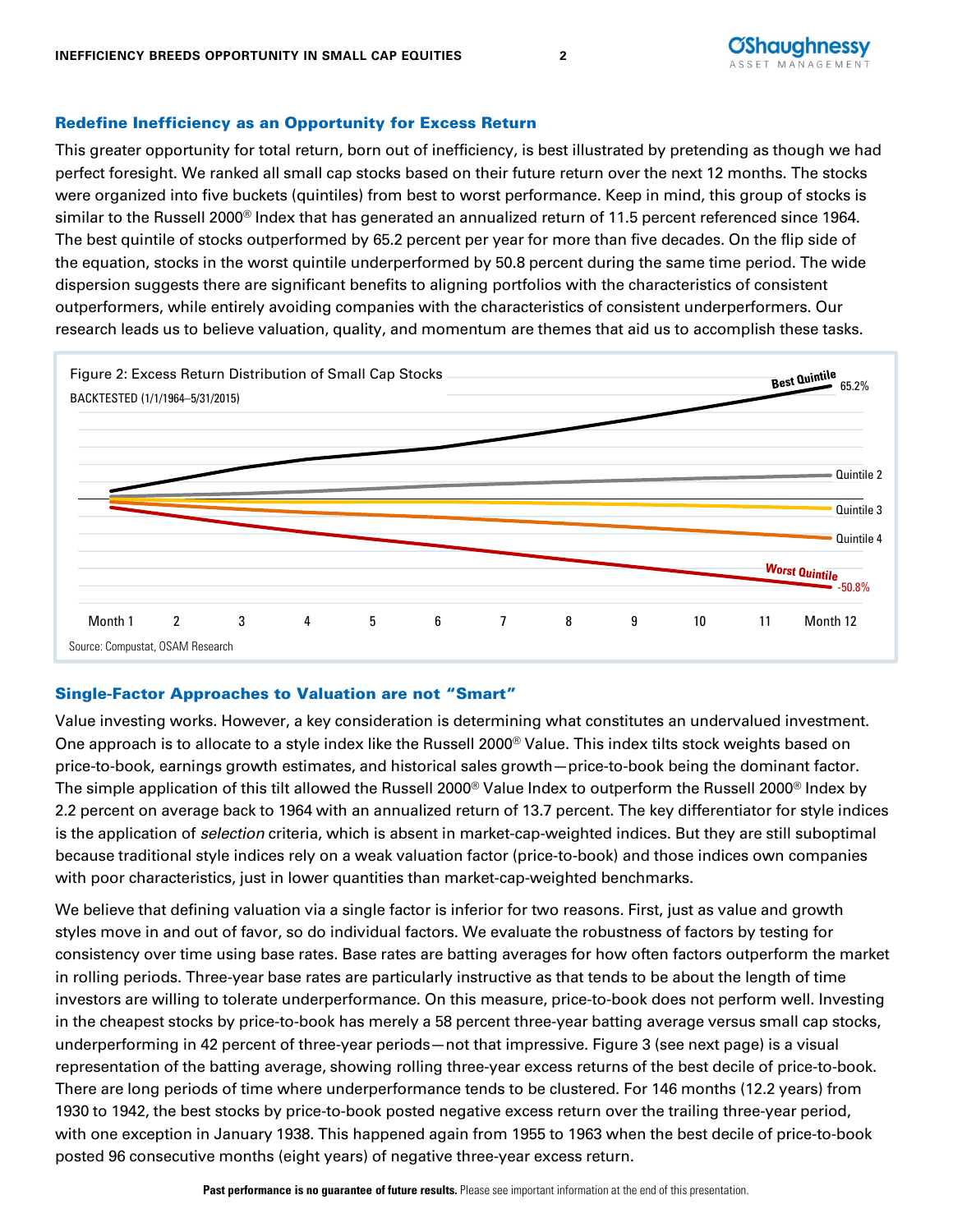## Redefine Inefficiency as an Opportunity for Excess Return

This greater opportunity for total return, born out of inefficiency, is best illustrated by pretending as though we had perfect foresight. We ranked all small cap stocks based on their future return over the next 12 months. The stocks were organized into five buckets (quintiles) from best to worst performance. Keep in mind, this group of stocks is similar to the Russell 2000® Index that has generated an annualized return of 11.5 percent referenced since 1964. The best quintile of stocks outperformed by 65.2 percent per year for more than five decades. On the flip side of the equation, stocks in the worst quintile underperformed by 50.8 percent during the same time period. The wide dispersion suggests there are significant benefits to aligning portfolios with the characteristics of consistent outperformers, while entirely avoiding companies with the characteristics of consistent underperformers. Our research leads us to believe valuation, quality, and momentum are themes that aid us to accomplish these tasks.

Figure 2: Excess Return Distribution of Small Cap Stocks
BACKTESTED (1/1/1964–5/31/2015)

Source: Compustat, OSAM Research

## Single-Factor Approaches to Valuation are not "Smart"

Value investing works. However, a key consideration is determining what constitutes an undervalued investment. One approach is to allocate to a style index like the Russell 2000® Value. This index tilts stock weights based on price-to-book, earnings growth estimates, and historical sales growth—price-to-book being the dominant factor. The simple application of this tilt allowed the Russell 2000® Value Index to outperform the Russell 2000® Index by 2.2 percent on average back to 1964 with an annualized return of 13.7 percent. The key differentiator for style indices is the application of *selection* criteria, which is absent in market-cap-weighted indices. But they are still suboptimal because traditional style indices rely on a weak valuation factor (price-to-book) and those indices own companies with poor characteristics, just in lower quantities than market-cap-weighted benchmarks.

We believe that defining valuation via a single factor is inferior for two reasons. First, just as value and growth styles move in and out of favor, so do individual factors. We evaluate the robustness of factors by testing for consistency over time using base rates. Base rates are batting averages for how often factors outperform the market in rolling periods. Three-year base rates are particularly instructive as that tends to be about the length of time investors are willing to tolerate underperformance. On this measure, price-to-book does not perform well. Investing in the cheapest stocks by price-to-book has merely a 58 percent three-year batting average versus small cap stocks, underperforming in 42 percent of three-year periods—not that impressive. Figure 3 (see next page) is a visual representation of the batting average, showing rolling three-year excess returns of the best decile of price-to-book. There are long periods of time where underperformance tends to be clustered. For 146 months (12.2 years) from 1930 to 1942, the best stocks by price-to-book posted negative excess return over the trailing three-year period, with one exception in January 1938. This happened again from 1955 to 1963 when the best decile of price-to-book posted 96 consecutive months (eight years) of negative three-year excess return.

**Past performance is no guarantee of future results.** Please see important information at the end of this presentation.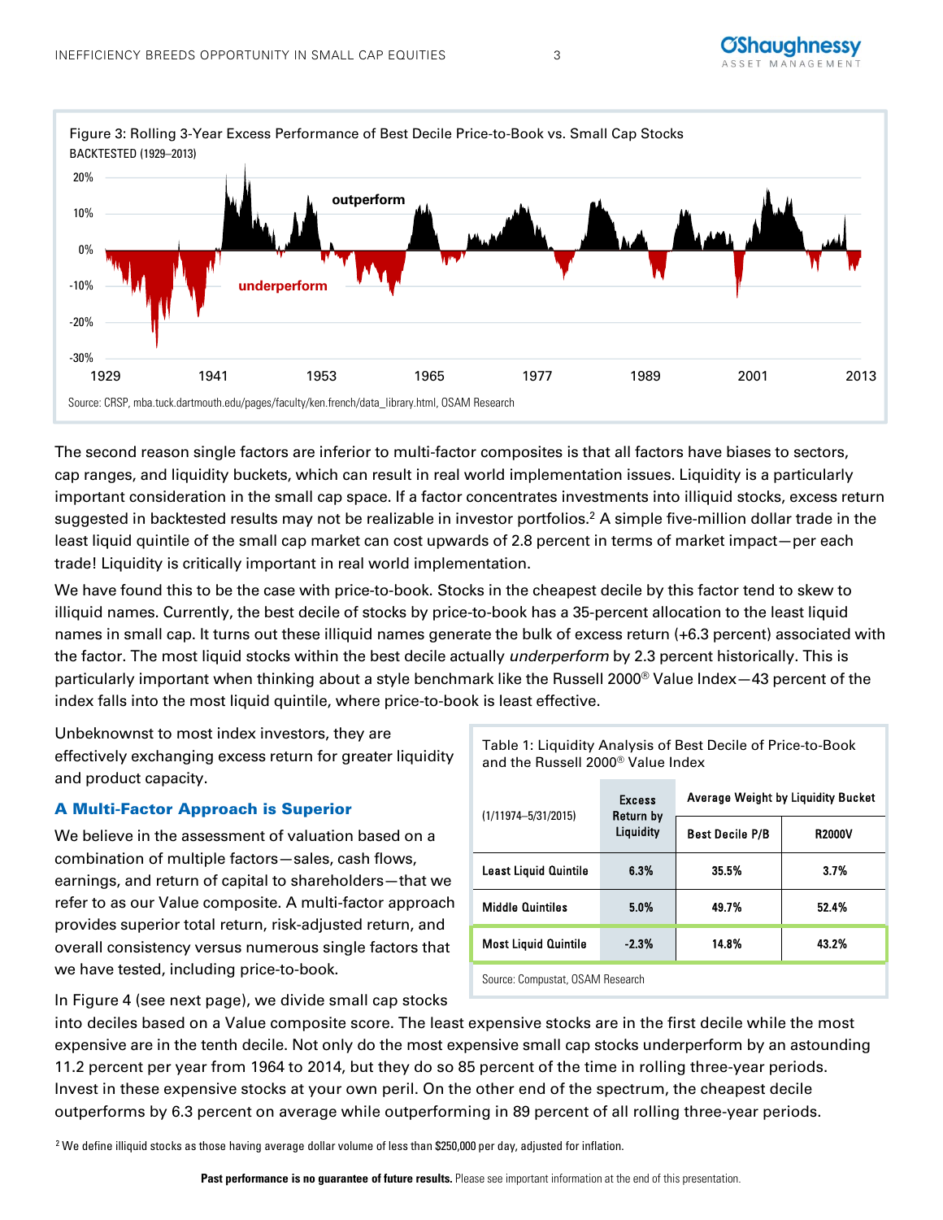Figure 3: Rolling 3-Year Excess Performance of Best Decile Price-to-Book vs. Small Cap Stocks
BACKTESTED (1929–2013)

Source: CRSP, mba.tuck.dartmouth.edu/pages/faculty/ken.french/data_library.html, OSAM Research

The second reason single factors are inferior to multi-factor composites is that all factors have biases to sectors, cap ranges, and liquidity buckets, which can result in real world implementation issues. Liquidity is a particularly important consideration in the small cap space. If a factor concentrates investments into illiquid stocks, excess return suggested in backtested results may not be realizable in investor portfolios.[2] A simple five-million dollar trade in the least liquid quintile of the small cap market can cost upwards of 2.8 percent in terms of market impact—per each trade! Liquidity is critically important in real world implementation.

We have found this to be the case with price-to-book. Stocks in the cheapest decile by this factor tend to skew to illiquid names. Currently, the best decile of stocks by price-to-book has a 35-percent allocation to the least liquid names in small cap. It turns out these illiquid names generate the bulk of excess return (+6.3 percent) associated with the factor. The most liquid stocks within the best decile actually *underperform* by 2.3 percent historically. This is particularly important when thinking about a style benchmark like the Russell 2000® Value Index—43 percent of the index falls into the most liquid quintile, where price-to-book is least effective.

Unbeknownst to most index investors, they are effectively exchanging excess return for greater liquidity and product capacity.

Table 1: Liquidity Analysis of Best Decile of Price-to-Book and the Russell 2000® Value Index

| (1/11974–5/31/2015) | Excess Return by Liquidity | Average Weight by Liquidity Bucket | |
|---|---|---|---|
| | | Best Decile P/B | R2000V |
| Least Liquid Quintile | 6.3% | 35.5% | 3.7% |
| Middle Quintiles | 5.0% | 49.7% | 52.4% |
| Most Liquid Quintile | -2.3% | 14.8% | 43.2% |

Source: Compustat, OSAM Research

### A Multi-Factor Approach is Superior

We believe in the assessment of valuation based on a combination of multiple factors—sales, cash flows, earnings, and return of capital to shareholders—that we refer to as our Value composite. A multi-factor approach provides superior total return, risk-adjusted return, and overall consistency versus numerous single factors that we have tested, including price-to-book.

In Figure 4 (see next page), we divide small cap stocks into deciles based on a Value composite score. The least expensive stocks are in the first decile while the most expensive are in the tenth decile. Not only do the most expensive small cap stocks underperform by an astounding 11.2 percent per year from 1964 to 2014, but they do so 85 percent of the time in rolling three-year periods. Invest in these expensive stocks at your own peril. On the other end of the spectrum, the cheapest decile outperforms by 6.3 percent on average while outperforming in 89 percent of all rolling three-year periods.

[2] We define illiquid stocks as those having average dollar volume of less than $250,000 per day, adjusted for inflation.

**Past performance is no guarantee of future results.** Please see important information at the end of this presentation.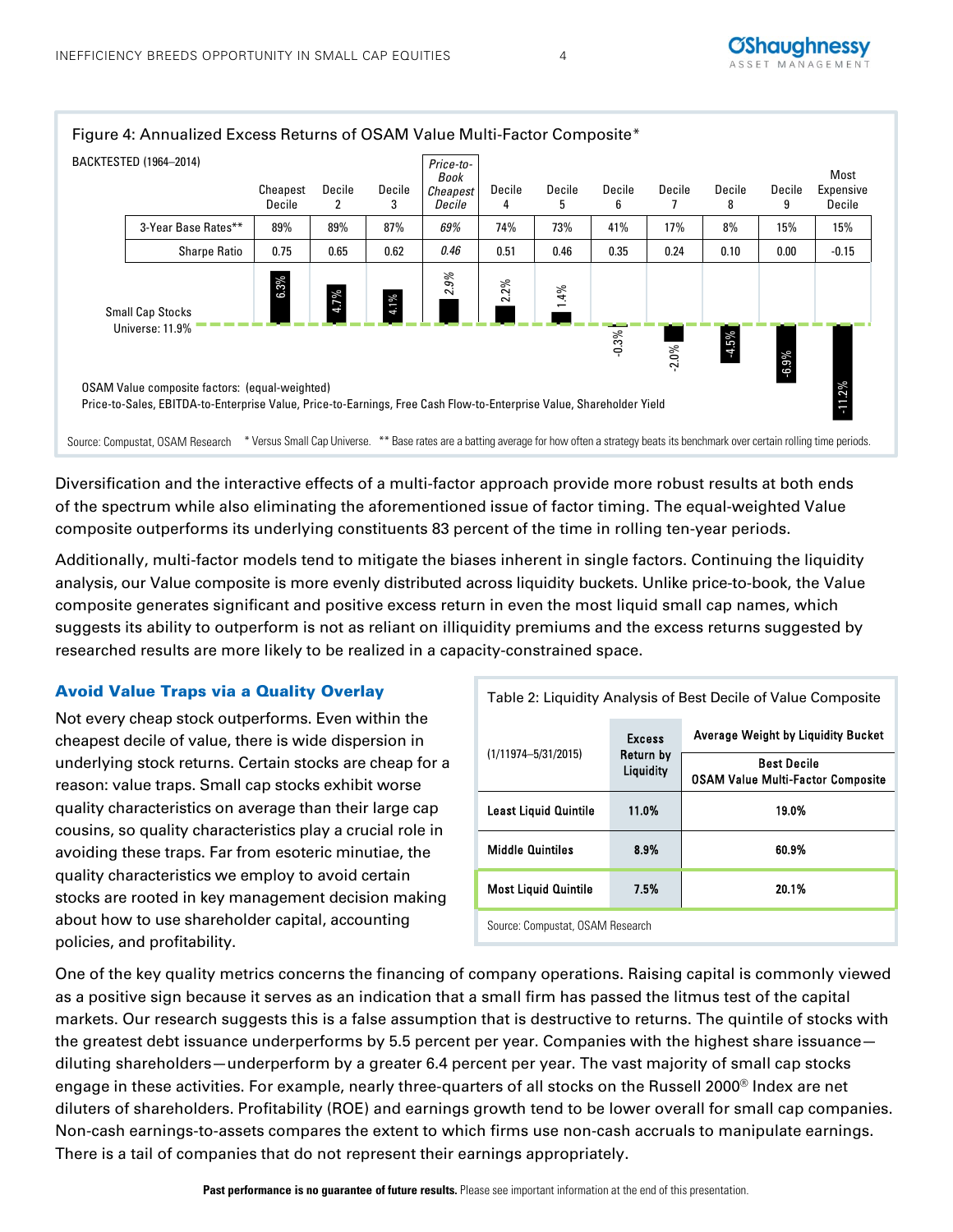Figure 4: Annualized Excess Returns of OSAM Value Multi-Factor Composite*

BACKTESTED (1964–2014)

| | Cheapest Decile | Decile 2 | Decile 3 | *Price-to-Book Cheapest Decile* | Decile 4 | Decile 5 | Decile 6 | Decile 7 | Decile 8 | Decile 9 | Most Expensive Decile |
|---|---|---|---|---|---|---|---|---|---|---|---|
| 3-Year Base Rates** | 89% | 89% | 87% | *69%* | 74% | 73% | 41% | 17% | 8% | 15% | 15% |
| Sharpe Ratio | 0.75 | 0.65 | 0.62 | *0.46* | 0.51 | 0.46 | 0.35 | 0.24 | 0.10 | 0.00 | -0.15 |
| Excess Return (vs. Small Cap Stocks Universe: 11.9%) | 6.3% | 4.7% | 4.1% | *2.9%* | 2.2% | 1.4% | -0.3% | -2.0% | -4.5% | -6.9% | -11.2% |

OSAM Value composite factors: (equal-weighted)
Price-to-Sales, EBITDA-to-Enterprise Value, Price-to-Earnings, Free Cash Flow-to-Enterprise Value, Shareholder Yield

Source: Compustat, OSAM Research * Versus Small Cap Universe. ** Base rates are a batting average for how often a strategy beats its benchmark over certain rolling time periods.

Diversification and the interactive effects of a multi-factor approach provide more robust results at both ends of the spectrum while also eliminating the aforementioned issue of factor timing. The equal-weighted Value composite outperforms its underlying constituents 83 percent of the time in rolling ten-year periods.

Additionally, multi-factor models tend to mitigate the biases inherent in single factors. Continuing the liquidity analysis, our Value composite is more evenly distributed across liquidity buckets. Unlike price-to-book, the Value composite generates significant and positive excess return in even the most liquid small cap names, which suggests its ability to outperform is not as reliant on illiquidity premiums and the excess returns suggested by researched results are more likely to be realized in a capacity-constrained space.

## Avoid Value Traps via a Quality Overlay

Not every cheap stock outperforms. Even within the cheapest decile of value, there is wide dispersion in underlying stock returns. Certain stocks are cheap for a reason: value traps. Small cap stocks exhibit worse quality characteristics on average than their large cap cousins, so quality characteristics play a crucial role in avoiding these traps. Far from esoteric minutiae, the quality characteristics we employ to avoid certain stocks are rooted in key management decision making about how to use shareholder capital, accounting policies, and profitability.

Table 2: Liquidity Analysis of Best Decile of Value Composite

| (1/11974–5/31/2015) | Excess Return by Liquidity | Average Weight by Liquidity Bucket — Best Decile OSAM Value Multi-Factor Composite |
|---|---|---|
| **Least Liquid Quintile** | **11.0%** | **19.0%** |
| **Middle Quintiles** | **8.9%** | **60.9%** |
| **Most Liquid Quintile** | **7.5%** | **20.1%** |

Source: Compustat, OSAM Research

One of the key quality metrics concerns the financing of company operations. Raising capital is commonly viewed as a positive sign because it serves as an indication that a small firm has passed the litmus test of the capital markets. Our research suggests this is a false assumption that is destructive to returns. The quintile of stocks with the greatest debt issuance underperforms by 5.5 percent per year. Companies with the highest share issuance—diluting shareholders—underperform by a greater 6.4 percent per year. The vast majority of small cap stocks engage in these activities. For example, nearly three-quarters of all stocks on the Russell 2000® Index are net diluters of shareholders. Profitability (ROE) and earnings growth tend to be lower overall for small cap companies. Non-cash earnings-to-assets compares the extent to which firms use non-cash accruals to manipulate earnings. There is a tail of companies that do not represent their earnings appropriately.

**Past performance is no guarantee of future results.** Please see important information at the end of this presentation.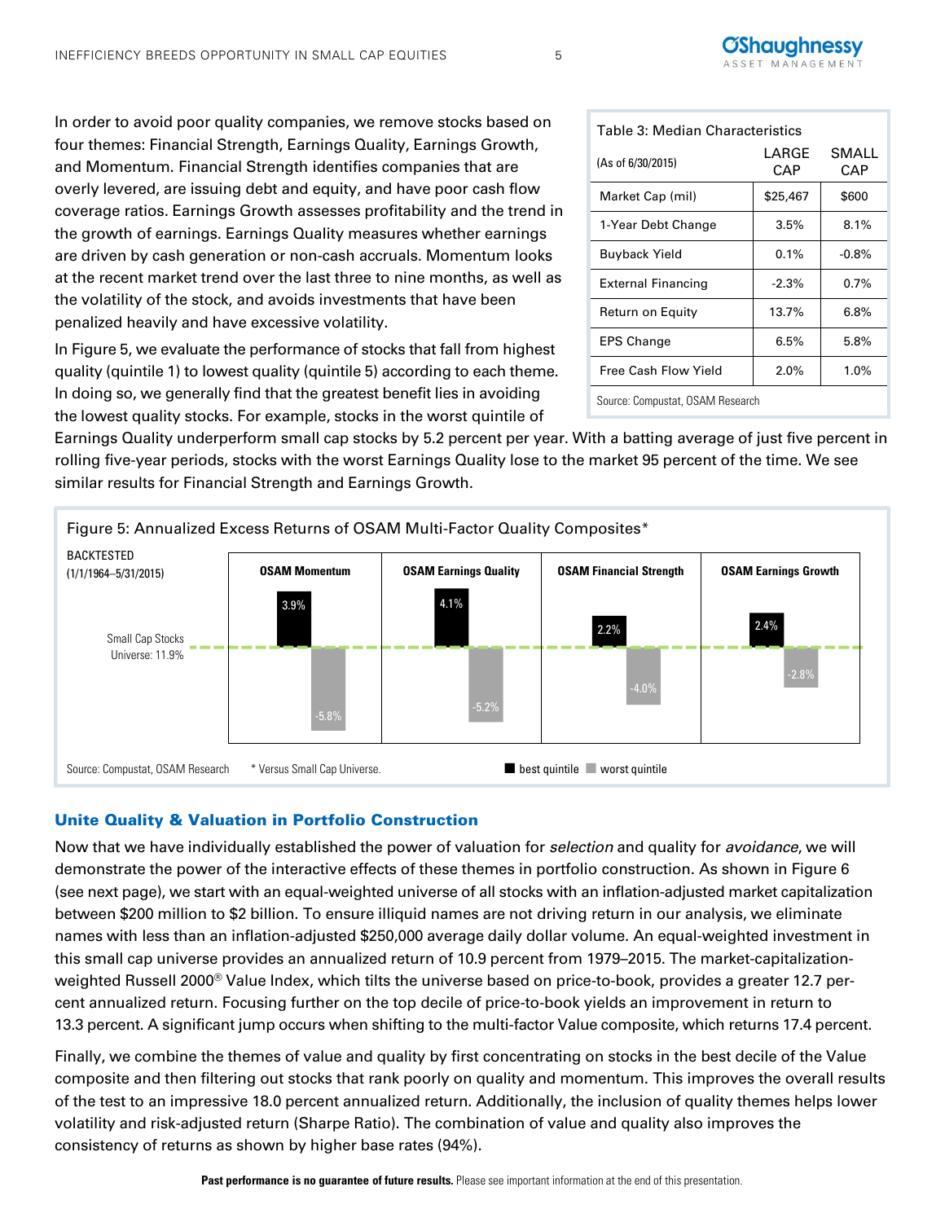In order to avoid poor quality companies, we remove stocks based on four themes: Financial Strength, Earnings Quality, Earnings Growth, and Momentum. Financial Strength identifies companies that are overly levered, are issuing debt and equity, and have poor cash flow coverage ratios. Earnings Growth assesses profitability and the trend in the growth of earnings. Earnings Quality measures whether earnings are driven by cash generation or non-cash accruals. Momentum looks at the recent market trend over the last three to nine months, as well as the volatility of the stock, and avoids investments that have been penalized heavily and have excessive volatility.

In Figure 5, we evaluate the performance of stocks that fall from highest quality (quintile 1) to lowest quality (quintile 5) according to each theme. In doing so, we generally find that the greatest benefit lies in avoiding the lowest quality stocks. For example, stocks in the worst quintile of Earnings Quality underperform small cap stocks by 5.2 percent per year. With a batting average of just five percent in rolling five-year periods, stocks with the worst Earnings Quality lose to the market 95 percent of the time. We see similar results for Financial Strength and Earnings Growth.

Table 3: Median Characteristics

| (As of 6/30/2015) | LARGE CAP | SMALL CAP |
|---|---|---|
| Market Cap (mil) | $25,467 | $600 |
| 1-Year Debt Change | 3.5% | 8.1% |
| Buyback Yield | 0.1% | -0.8% |
| External Financing | -2.3% | 0.7% |
| Return on Equity | 13.7% | 6.8% |
| EPS Change | 6.5% | 5.8% |
| Free Cash Flow Yield | 2.0% | 1.0% |

Source: Compustat, OSAM Research

Figure 5: Annualized Excess Returns of OSAM Multi-Factor Quality Composites*

BACKTESTED (1/1/1964–5/31/2015)

Small Cap Stocks Universe: 11.9%

| | OSAM Momentum | OSAM Earnings Quality | OSAM Financial Strength | OSAM Earnings Growth |
|---|---|---|---|---|
| best quintile | 3.9% | 4.1% | 2.2% | 2.4% |
| worst quintile | -5.8% | -5.2% | -4.0% | -2.8% |

Source: Compustat, OSAM Research   * Versus Small Cap Universe.

## Unite Quality & Valuation in Portfolio Construction

Now that we have individually established the power of valuation for *selection* and quality for *avoidance*, we will demonstrate the power of the interactive effects of these themes in portfolio construction. As shown in Figure 6 (see next page), we start with an equal-weighted universe of all stocks with an inflation-adjusted market capitalization between $200 million to $2 billion. To ensure illiquid names are not driving return in our analysis, we eliminate names with less than an inflation-adjusted $250,000 average daily dollar volume. An equal-weighted investment in this small cap universe provides an annualized return of 10.9 percent from 1979–2015. The market-capitalization-weighted Russell 2000® Value Index, which tilts the universe based on price-to-book, provides a greater 12.7 percent annualized return. Focusing further on the top decile of price-to-book yields an improvement in return to 13.3 percent. A significant jump occurs when shifting to the multi-factor Value composite, which returns 17.4 percent.

Finally, we combine the themes of value and quality by first concentrating on stocks in the best decile of the Value composite and then filtering out stocks that rank poorly on quality and momentum. This improves the overall results of the test to an impressive 18.0 percent annualized return. Additionally, the inclusion of quality themes helps lower volatility and risk-adjusted return (Sharpe Ratio). The combination of value and quality also improves the consistency of returns as shown by higher base rates (94%).

**Past performance is no guarantee of future results.** Please see important information at the end of this presentation.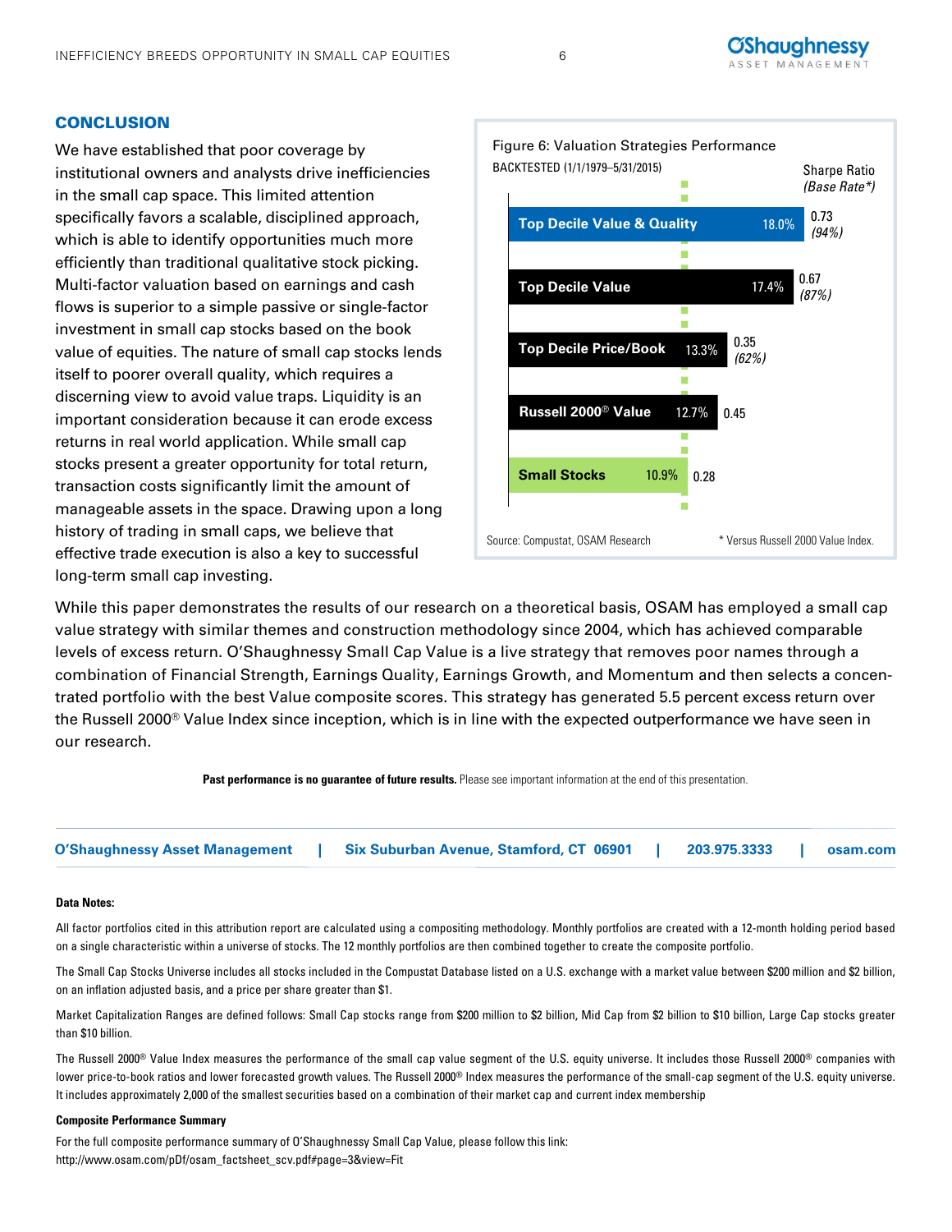## CONCLUSION

We have established that poor coverage by institutional owners and analysts drive inefficiencies in the small cap space. This limited attention specifically favors a scalable, disciplined approach, which is able to identify opportunities much more efficiently than traditional qualitative stock picking. Multi-factor valuation based on earnings and cash flows is superior to a simple passive or single-factor investment in small cap stocks based on the book value of equities. The nature of small cap stocks lends itself to poorer overall quality, which requires a discerning view to avoid value traps. Liquidity is an important consideration because it can erode excess returns in real world application. While small cap stocks present a greater opportunity for total return, transaction costs significantly limit the amount of manageable assets in the space. Drawing upon a long history of trading in small caps, we believe that effective trade execution is also a key to successful long-term small cap investing.

Figure 6: Valuation Strategies Performance

BACKTESTED (1/1/1979–5/31/2015)

| Strategy | Return | Sharpe Ratio | *(Base Rate\*)* |
|---|---|---|---|
| Top Decile Value & Quality | 18.0% | 0.73 | *(94%)* |
| Top Decile Value | 17.4% | 0.67 | *(87%)* |
| Top Decile Price/Book | 13.3% | 0.35 | *(62%)* |
| Russell 2000® Value | 12.7% | 0.45 | |
| Small Stocks | 10.9% | 0.28 | |

Source: Compustat, OSAM Research

\* Versus Russell 2000 Value Index.

While this paper demonstrates the results of our research on a theoretical basis, OSAM has employed a small cap value strategy with similar themes and construction methodology since 2004, which has achieved comparable levels of excess return. O'Shaughnessy Small Cap Value is a live strategy that removes poor names through a combination of Financial Strength, Earnings Quality, Earnings Growth, and Momentum and then selects a concentrated portfolio with the best Value composite scores. This strategy has generated 5.5 percent excess return over the Russell 2000® Value Index since inception, which is in line with the expected outperformance we have seen in our research.

**Past performance is no guarantee of future results.** Please see important information at the end of this presentation.

**O'Shaughnessy Asset Management | Six Suburban Avenue, Stamford, CT 06901 | 203.975.3333 | osam.com**

**Data Notes:**

All factor portfolios cited in this attribution report are calculated using a compositing methodology. Monthly portfolios are created with a 12-month holding period based on a single characteristic within a universe of stocks. The 12 monthly portfolios are then combined together to create the composite portfolio.

The Small Cap Stocks Universe includes all stocks included in the Compustat Database listed on a U.S. exchange with a market value between $200 million and $2 billion, on an inflation adjusted basis, and a price per share greater than $1.

Market Capitalization Ranges are defined follows: Small Cap stocks range from $200 million to $2 billion, Mid Cap from $2 billion to $10 billion, Large Cap stocks greater than $10 billion.

The Russell 2000® Value Index measures the performance of the small cap value segment of the U.S. equity universe. It includes those Russell 2000® companies with lower price-to-book ratios and lower forecasted growth values. The Russell 2000® Index measures the performance of the small-cap segment of the U.S. equity universe. It includes approximately 2,000 of the smallest securities based on a combination of their market cap and current index membership

**Composite Performance Summary**

For the full composite performance summary of O'Shaughnessy Small Cap Value, please follow this link:
http://www.osam.com/pDf/osam_factsheet_scv.pdf#page=3&view=Fit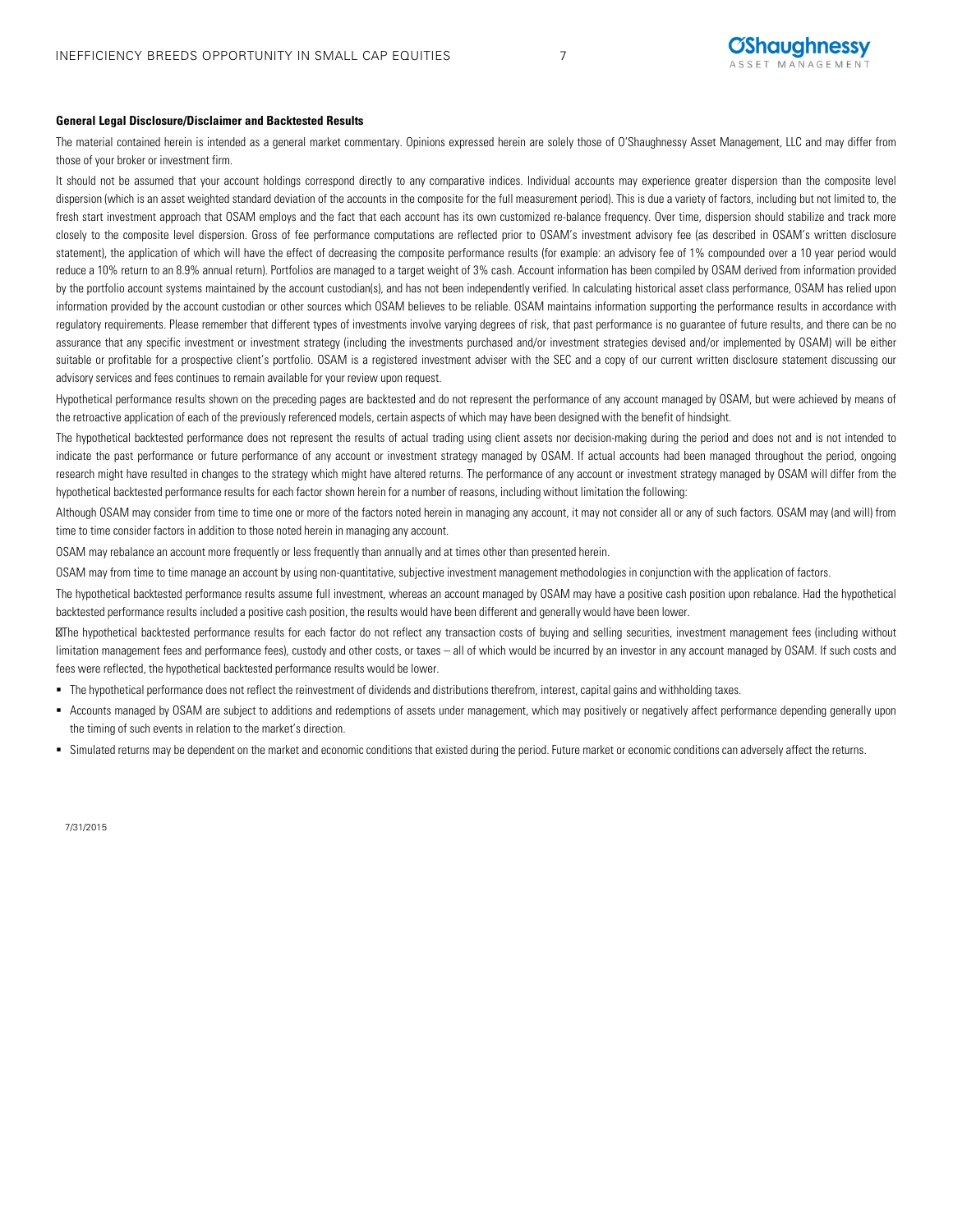**General Legal Disclosure/Disclaimer and Backtested Results**

The material contained herein is intended as a general market commentary. Opinions expressed herein are solely those of O'Shaughnessy Asset Management, LLC and may differ from those of your broker or investment firm.

It should not be assumed that your account holdings correspond directly to any comparative indices. Individual accounts may experience greater dispersion than the composite level dispersion (which is an asset weighted standard deviation of the accounts in the composite for the full measurement period). This is due a variety of factors, including but not limited to, the fresh start investment approach that OSAM employs and the fact that each account has its own customized re-balance frequency. Over time, dispersion should stabilize and track more closely to the composite level dispersion. Gross of fee performance computations are reflected prior to OSAM's investment advisory fee (as described in OSAM's written disclosure statement), the application of which will have the effect of decreasing the composite performance results (for example: an advisory fee of 1% compounded over a 10 year period would reduce a 10% return to an 8.9% annual return). Portfolios are managed to a target weight of 3% cash. Account information has been compiled by OSAM derived from information provided by the portfolio account systems maintained by the account custodian(s), and has not been independently verified. In calculating historical asset class performance, OSAM has relied upon information provided by the account custodian or other sources which OSAM believes to be reliable. OSAM maintains information supporting the performance results in accordance with regulatory requirements. Please remember that different types of investments involve varying degrees of risk, that past performance is no guarantee of future results, and there can be no assurance that any specific investment or investment strategy (including the investments purchased and/or investment strategies devised and/or implemented by OSAM) will be either suitable or profitable for a prospective client's portfolio. OSAM is a registered investment adviser with the SEC and a copy of our current written disclosure statement discussing our advisory services and fees continues to remain available for your review upon request.

Hypothetical performance results shown on the preceding pages are backtested and do not represent the performance of any account managed by OSAM, but were achieved by means of the retroactive application of each of the previously referenced models, certain aspects of which may have been designed with the benefit of hindsight.

The hypothetical backtested performance does not represent the results of actual trading using client assets nor decision-making during the period and does not and is not intended to indicate the past performance or future performance of any account or investment strategy managed by OSAM. If actual accounts had been managed throughout the period, ongoing research might have resulted in changes to the strategy which might have altered returns. The performance of any account or investment strategy managed by OSAM will differ from the hypothetical backtested performance results for each factor shown herein for a number of reasons, including without limitation the following:

Although OSAM may consider from time to time one or more of the factors noted herein in managing any account, it may not consider all or any of such factors. OSAM may (and will) from time to time consider factors in addition to those noted herein in managing any account.

OSAM may rebalance an account more frequently or less frequently than annually and at times other than presented herein.

OSAM may from time to time manage an account by using non-quantitative, subjective investment management methodologies in conjunction with the application of factors.

The hypothetical backtested performance results assume full investment, whereas an account managed by OSAM may have a positive cash position upon rebalance. Had the hypothetical backtested performance results included a positive cash position, the results would have been different and generally would have been lower.

The hypothetical backtested performance results for each factor do not reflect any transaction costs of buying and selling securities, investment management fees (including without limitation management fees and performance fees), custody and other costs, or taxes – all of which would be incurred by an investor in any account managed by OSAM. If such costs and fees were reflected, the hypothetical backtested performance results would be lower.

- The hypothetical performance does not reflect the reinvestment of dividends and distributions therefrom, interest, capital gains and withholding taxes.
- Accounts managed by OSAM are subject to additions and redemptions of assets under management, which may positively or negatively affect performance depending generally upon the timing of such events in relation to the market's direction.
- Simulated returns may be dependent on the market and economic conditions that existed during the period. Future market or economic conditions can adversely affect the returns.

7/31/2015